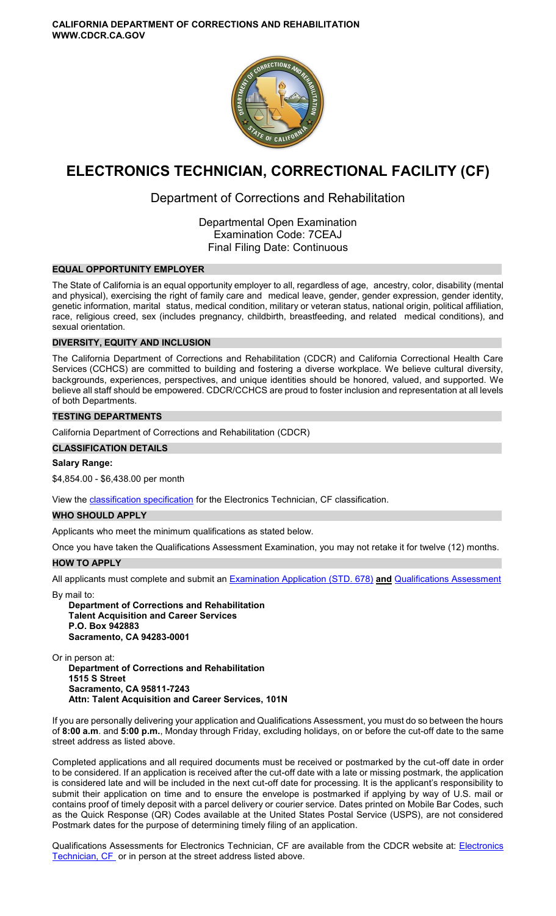**CALIFORNIA DEPARTMENT OF CORRECTIONS AND REHABILITATION**
**WWW.CDCR.CA.GOV**

# ELECTRONICS TECHNICIAN, CORRECTIONAL FACILITY (CF)

## Department of Corrections and Rehabilitation

Departmental Open Examination
Examination Code: 7CEAJ
Final Filing Date: Continuous

### EQUAL OPPORTUNITY EMPLOYER

The State of California is an equal opportunity employer to all, regardless of age, ancestry, color, disability (mental and physical), exercising the right of family care and medical leave, gender, gender expression, gender identity, genetic information, marital status, medical condition, military or veteran status, national origin, political affiliation, race, religious creed, sex (includes pregnancy, childbirth, breastfeeding, and related medical conditions), and sexual orientation.

### DIVERSITY, EQUITY AND INCLUSION

The California Department of Corrections and Rehabilitation (CDCR) and California Correctional Health Care Services (CCHCS) are committed to building and fostering a diverse workplace. We believe cultural diversity, backgrounds, experiences, perspectives, and unique identities should be honored, valued, and supported. We believe all staff should be empowered. CDCR/CCHCS are proud to foster inclusion and representation at all levels of both Departments.

### TESTING DEPARTMENTS

California Department of Corrections and Rehabilitation (CDCR)

### CLASSIFICATION DETAILS

**Salary Range:**

$4,854.00 - $6,438.00 per month

View the classification specification for the Electronics Technician, CF classification.

### WHO SHOULD APPLY

Applicants who meet the minimum qualifications as stated below.

Once you have taken the Qualifications Assessment Examination, you may not retake it for twelve (12) months.

### HOW TO APPLY

All applicants must complete and submit an Examination Application (STD. 678) **and** Qualifications Assessment

By mail to:

**Department of Corrections and Rehabilitation**
**Talent Acquisition and Career Services**
**P.O. Box 942883**
**Sacramento, CA 94283-0001**

Or in person at:

**Department of Corrections and Rehabilitation**
**1515 S Street**
**Sacramento, CA 95811-7243**
**Attn: Talent Acquisition and Career Services, 101N**

If you are personally delivering your application and Qualifications Assessment, you must do so between the hours of **8:00 a.m**. and **5:00 p.m.**, Monday through Friday, excluding holidays, on or before the cut-off date to the same street address as listed above.

Completed applications and all required documents must be received or postmarked by the cut-off date in order to be considered. If an application is received after the cut-off date with a late or missing postmark, the application is considered late and will be included in the next cut-off date for processing. It is the applicant's responsibility to submit their application on time and to ensure the envelope is postmarked if applying by way of U.S. mail or contains proof of timely deposit with a parcel delivery or courier service. Dates printed on Mobile Bar Codes, such as the Quick Response (QR) Codes available at the United States Postal Service (USPS), are not considered Postmark dates for the purpose of determining timely filing of an application.

Qualifications Assessments for Electronics Technician, CF are available from the CDCR website at: Electronics Technician, CF or in person at the street address listed above.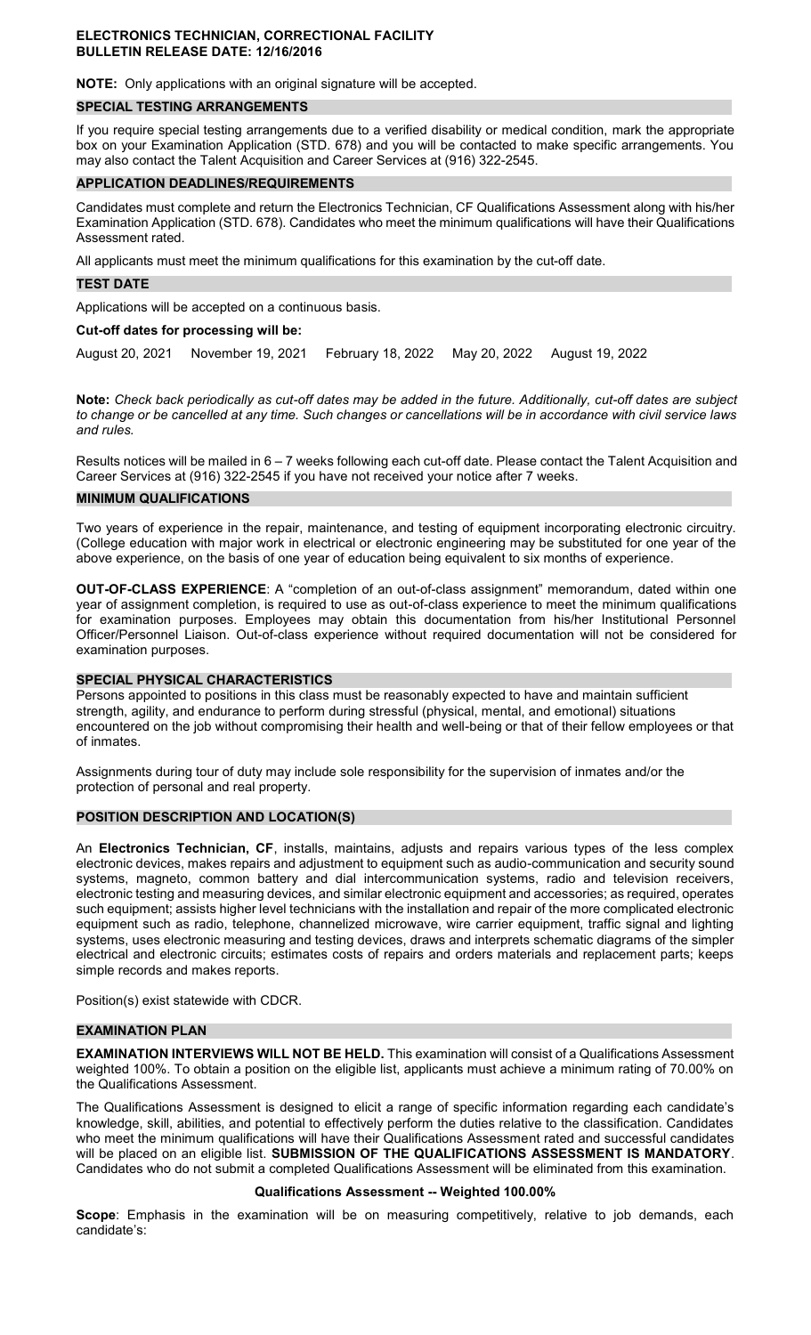**ELECTRONICS TECHNICIAN, CORRECTIONAL FACILITY**
**BULLETIN RELEASE DATE: 12/16/2016**

**NOTE:** Only applications with an original signature will be accepted.

## SPECIAL TESTING ARRANGEMENTS

If you require special testing arrangements due to a verified disability or medical condition, mark the appropriate box on your Examination Application (STD. 678) and you will be contacted to make specific arrangements. You may also contact the Talent Acquisition and Career Services at (916) 322-2545.

## APPLICATION DEADLINES/REQUIREMENTS

Candidates must complete and return the Electronics Technician, CF Qualifications Assessment along with his/her Examination Application (STD. 678). Candidates who meet the minimum qualifications will have their Qualifications Assessment rated.

All applicants must meet the minimum qualifications for this examination by the cut-off date.

## TEST DATE

Applications will be accepted on a continuous basis.

**Cut-off dates for processing will be:**

August 20, 2021 November 19, 2021 February 18, 2022 May 20, 2022 August 19, 2022

**Note:** *Check back periodically as cut-off dates may be added in the future. Additionally, cut-off dates are subject to change or be cancelled at any time. Such changes or cancellations will be in accordance with civil service laws and rules.*

Results notices will be mailed in 6 – 7 weeks following each cut-off date. Please contact the Talent Acquisition and Career Services at (916) 322-2545 if you have not received your notice after 7 weeks.

## MINIMUM QUALIFICATIONS

Two years of experience in the repair, maintenance, and testing of equipment incorporating electronic circuitry. (College education with major work in electrical or electronic engineering may be substituted for one year of the above experience, on the basis of one year of education being equivalent to six months of experience.

**OUT-OF-CLASS EXPERIENCE**: A "completion of an out-of-class assignment" memorandum, dated within one year of assignment completion, is required to use as out-of-class experience to meet the minimum qualifications for examination purposes. Employees may obtain this documentation from his/her Institutional Personnel Officer/Personnel Liaison. Out-of-class experience without required documentation will not be considered for examination purposes.

## SPECIAL PHYSICAL CHARACTERISTICS

Persons appointed to positions in this class must be reasonably expected to have and maintain sufficient strength, agility, and endurance to perform during stressful (physical, mental, and emotional) situations encountered on the job without compromising their health and well-being or that of their fellow employees or that of inmates.

Assignments during tour of duty may include sole responsibility for the supervision of inmates and/or the protection of personal and real property.

## POSITION DESCRIPTION AND LOCATION(S)

An **Electronics Technician, CF**, installs, maintains, adjusts and repairs various types of the less complex electronic devices, makes repairs and adjustment to equipment such as audio-communication and security sound systems, magneto, common battery and dial intercommunication systems, radio and television receivers, electronic testing and measuring devices, and similar electronic equipment and accessories; as required, operates such equipment; assists higher level technicians with the installation and repair of the more complicated electronic equipment such as radio, telephone, channelized microwave, wire carrier equipment, traffic signal and lighting systems, uses electronic measuring and testing devices, draws and interprets schematic diagrams of the simpler electrical and electronic circuits; estimates costs of repairs and orders materials and replacement parts; keeps simple records and makes reports.

Position(s) exist statewide with CDCR.

## EXAMINATION PLAN

**EXAMINATION INTERVIEWS WILL NOT BE HELD.** This examination will consist of a Qualifications Assessment weighted 100%. To obtain a position on the eligible list, applicants must achieve a minimum rating of 70.00% on the Qualifications Assessment.

The Qualifications Assessment is designed to elicit a range of specific information regarding each candidate's knowledge, skill, abilities, and potential to effectively perform the duties relative to the classification. Candidates who meet the minimum qualifications will have their Qualifications Assessment rated and successful candidates will be placed on an eligible list. **SUBMISSION OF THE QUALIFICATIONS ASSESSMENT IS MANDATORY**. Candidates who do not submit a completed Qualifications Assessment will be eliminated from this examination.

### Qualifications Assessment -- Weighted 100.00%

**Scope**: Emphasis in the examination will be on measuring competitively, relative to job demands, each candidate's: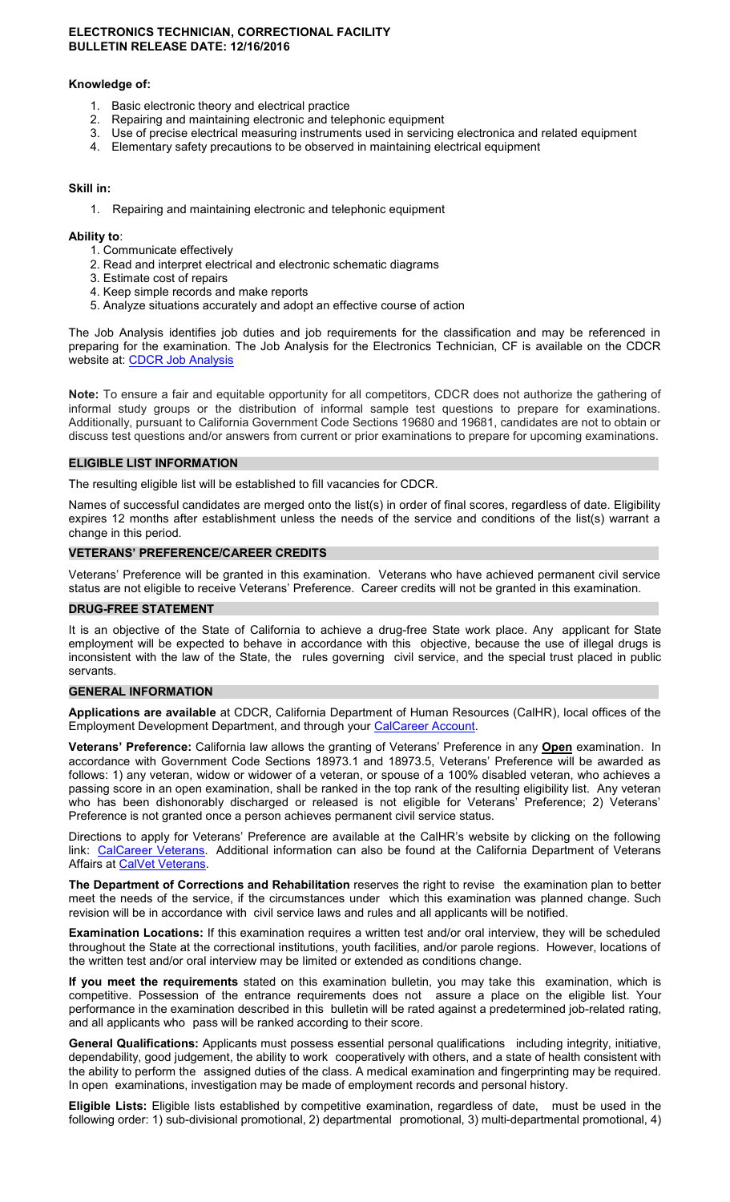**ELECTRONICS TECHNICIAN, CORRECTIONAL FACILITY**
**BULLETIN RELEASE DATE: 12/16/2016**

**Knowledge of:**

1. Basic electronic theory and electrical practice
2. Repairing and maintaining electronic and telephonic equipment
3. Use of precise electrical measuring instruments used in servicing electronica and related equipment
4. Elementary safety precautions to be observed in maintaining electrical equipment

**Skill in:**

1. Repairing and maintaining electronic and telephonic equipment

**Ability to**:

1. Communicate effectively
2. Read and interpret electrical and electronic schematic diagrams
3. Estimate cost of repairs
4. Keep simple records and make reports
5. Analyze situations accurately and adopt an effective course of action

The Job Analysis identifies job duties and job requirements for the classification and may be referenced in preparing for the examination. The Job Analysis for the Electronics Technician, CF is available on the CDCR website at: CDCR Job Analysis

**Note:** To ensure a fair and equitable opportunity for all competitors, CDCR does not authorize the gathering of informal study groups or the distribution of informal sample test questions to prepare for examinations. Additionally, pursuant to California Government Code Sections 19680 and 19681, candidates are not to obtain or discuss test questions and/or answers from current or prior examinations to prepare for upcoming examinations.

## ELIGIBLE LIST INFORMATION

The resulting eligible list will be established to fill vacancies for CDCR.

Names of successful candidates are merged onto the list(s) in order of final scores, regardless of date. Eligibility expires 12 months after establishment unless the needs of the service and conditions of the list(s) warrant a change in this period.

## VETERANS' PREFERENCE/CAREER CREDITS

Veterans' Preference will be granted in this examination. Veterans who have achieved permanent civil service status are not eligible to receive Veterans' Preference. Career credits will not be granted in this examination.

## DRUG-FREE STATEMENT

It is an objective of the State of California to achieve a drug-free State work place. Any applicant for State employment will be expected to behave in accordance with this objective, because the use of illegal drugs is inconsistent with the law of the State, the rules governing civil service, and the special trust placed in public servants.

## GENERAL INFORMATION

**Applications are available** at CDCR, California Department of Human Resources (CalHR), local offices of the Employment Development Department, and through your CalCareer Account.

**Veterans' Preference:** California law allows the granting of Veterans' Preference in any **Open** examination. In accordance with Government Code Sections 18973.1 and 18973.5, Veterans' Preference will be awarded as follows: 1) any veteran, widow or widower of a veteran, or spouse of a 100% disabled veteran, who achieves a passing score in an open examination, shall be ranked in the top rank of the resulting eligibility list. Any veteran who has been dishonorably discharged or released is not eligible for Veterans' Preference; 2) Veterans' Preference is not granted once a person achieves permanent civil service status.

Directions to apply for Veterans' Preference are available at the CalHR's website by clicking on the following link: CalCareer Veterans. Additional information can also be found at the California Department of Veterans Affairs at CalVet Veterans.

**The Department of Corrections and Rehabilitation** reserves the right to revise the examination plan to better meet the needs of the service, if the circumstances under which this examination was planned change. Such revision will be in accordance with civil service laws and rules and all applicants will be notified.

**Examination Locations:** If this examination requires a written test and/or oral interview, they will be scheduled throughout the State at the correctional institutions, youth facilities, and/or parole regions. However, locations of the written test and/or oral interview may be limited or extended as conditions change.

**If you meet the requirements** stated on this examination bulletin, you may take this examination, which is competitive. Possession of the entrance requirements does not assure a place on the eligible list. Your performance in the examination described in this bulletin will be rated against a predetermined job-related rating, and all applicants who pass will be ranked according to their score.

**General Qualifications:** Applicants must possess essential personal qualifications including integrity, initiative, dependability, good judgement, the ability to work cooperatively with others, and a state of health consistent with the ability to perform the assigned duties of the class. A medical examination and fingerprinting may be required. In open examinations, investigation may be made of employment records and personal history.

**Eligible Lists:** Eligible lists established by competitive examination, regardless of date, must be used in the following order: 1) sub-divisional promotional, 2) departmental promotional, 3) multi-departmental promotional, 4)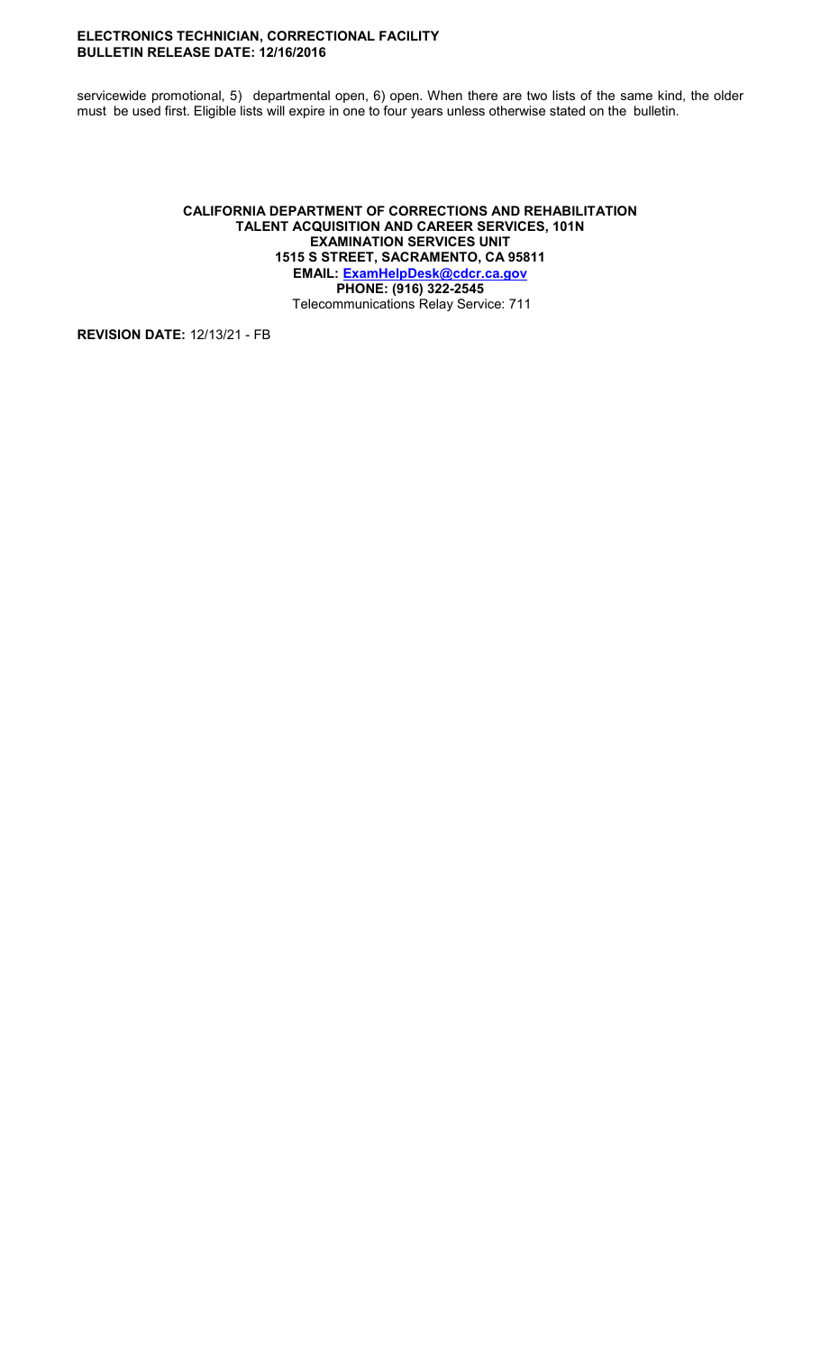servicewide promotional, 5) departmental open, 6) open. When there are two lists of the same kind, the older must be used first. Eligible lists will expire in one to four years unless otherwise stated on the bulletin.

**CALIFORNIA DEPARTMENT OF CORRECTIONS AND REHABILITATION**
**TALENT ACQUISITION AND CAREER SERVICES, 101N**
**EXAMINATION SERVICES UNIT**
**1515 S STREET, SACRAMENTO, CA 95811**
**EMAIL: ExamHelpDesk@cdcr.ca.gov**
**PHONE: (916) 322-2545**
Telecommunications Relay Service: 711

**REVISION DATE:** 12/13/21 - FB